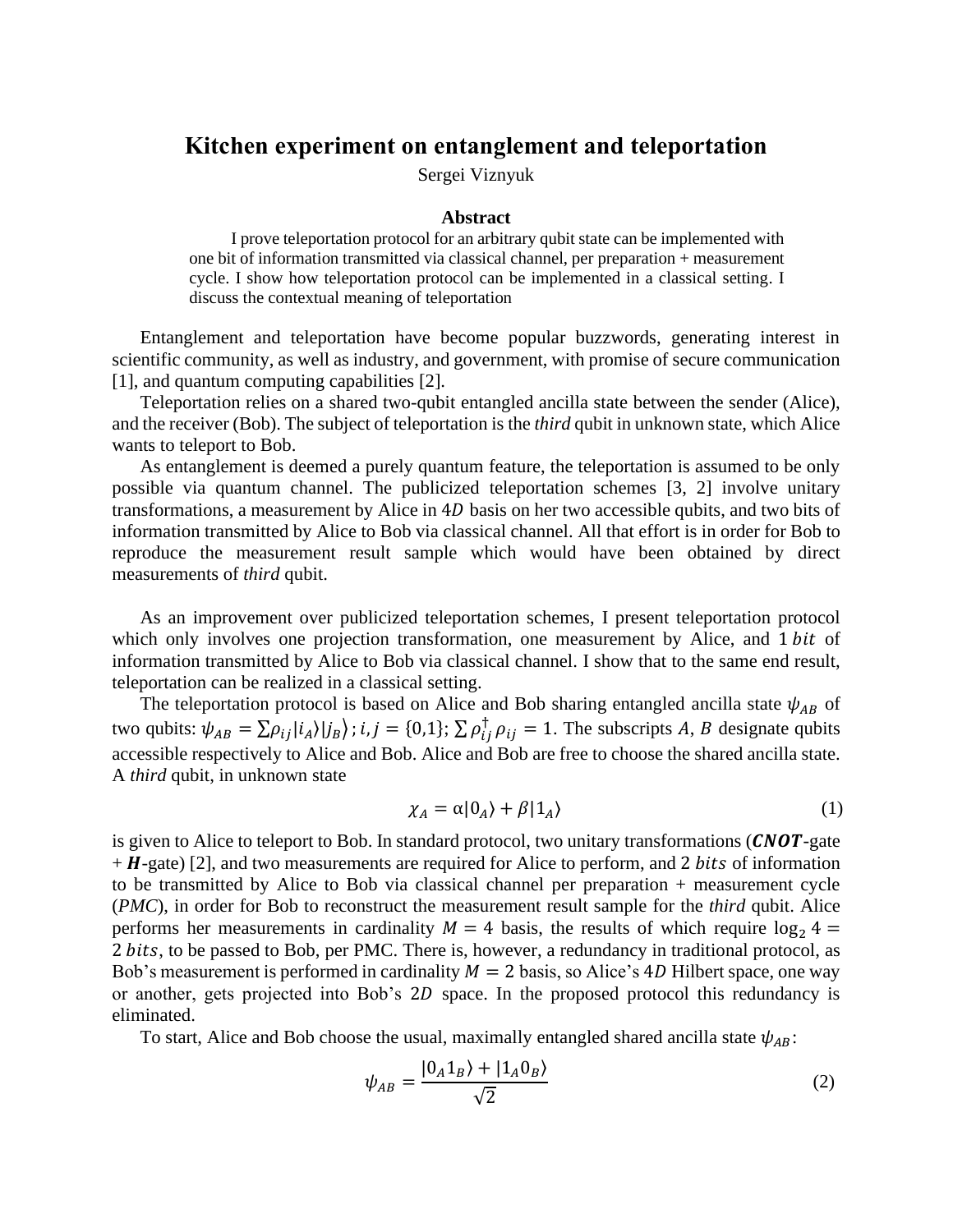# Kitchen experiment on entanglement and teleportation

Sergei Viznyuk

**Abstract**

I prove teleportation protocol for an arbitrary qubit state can be implemented with one bit of information transmitted via classical channel, per preparation + measurement cycle. I show how teleportation protocol can be implemented in a classical setting. I discuss the contextual meaning of teleportation

Entanglement and teleportation have become popular buzzwords, generating interest in scientific community, as well as industry, and government, with promise of secure communication [1], and quantum computing capabilities [2].

Teleportation relies on a shared two-qubit entangled ancilla state between the sender (Alice), and the receiver (Bob). The subject of teleportation is the *third* qubit in unknown state, which Alice wants to teleport to Bob.

As entanglement is deemed a purely quantum feature, the teleportation is assumed to be only possible via quantum channel. The publicized teleportation schemes [3, 2] involve unitary transformations, a measurement by Alice in $4D$ basis on her two accessible qubits, and two bits of information transmitted by Alice to Bob via classical channel. All that effort is in order for Bob to reproduce the measurement result sample which would have been obtained by direct measurements of *third* qubit.

As an improvement over publicized teleportation schemes, I present teleportation protocol which only involves one projection transformation, one measurement by Alice, and $1\,bit$ of information transmitted by Alice to Bob via classical channel. I show that to the same end result, teleportation can be realized in a classical setting.

The teleportation protocol is based on Alice and Bob sharing entangled ancilla state $\psi_{AB}$ of two qubits: $\psi_{AB} = \sum \rho_{ij} |i_A\rangle |j_B\rangle$ ; $i, j = \{0,1\}$; $\sum \rho_{ij}^{\dagger} \rho_{ij} = 1$. The subscripts $A$, $B$ designate qubits accessible respectively to Alice and Bob. Alice and Bob are free to choose the shared ancilla state. A *third* qubit, in unknown state

$$\chi_A = \alpha|0_A\rangle + \beta|1_A\rangle \tag{1}$$

is given to Alice to teleport to Bob. In standard protocol, two unitary transformations (**CNOT**-gate + **H**-gate) [2], and two measurements are required for Alice to perform, and $2\,bits$ of information to be transmitted by Alice to Bob via classical channel per preparation + measurement cycle (*PMC*), in order for Bob to reconstruct the measurement result sample for the *third* qubit. Alice performs her measurements in cardinality $M = 4$ basis, the results of which require $\log_2 4 = 2\,bits$, to be passed to Bob, per PMC. There is, however, a redundancy in traditional protocol, as Bob's measurement is performed in cardinality $M = 2$ basis, so Alice's $4D$ Hilbert space, one way or another, gets projected into Bob's $2D$ space. In the proposed protocol this redundancy is eliminated.

To start, Alice and Bob choose the usual, maximally entangled shared ancilla state $\psi_{AB}$:

$$\psi_{AB} = \frac{|0_A 1_B\rangle + |1_A 0_B\rangle}{\sqrt{2}} \tag{2}$$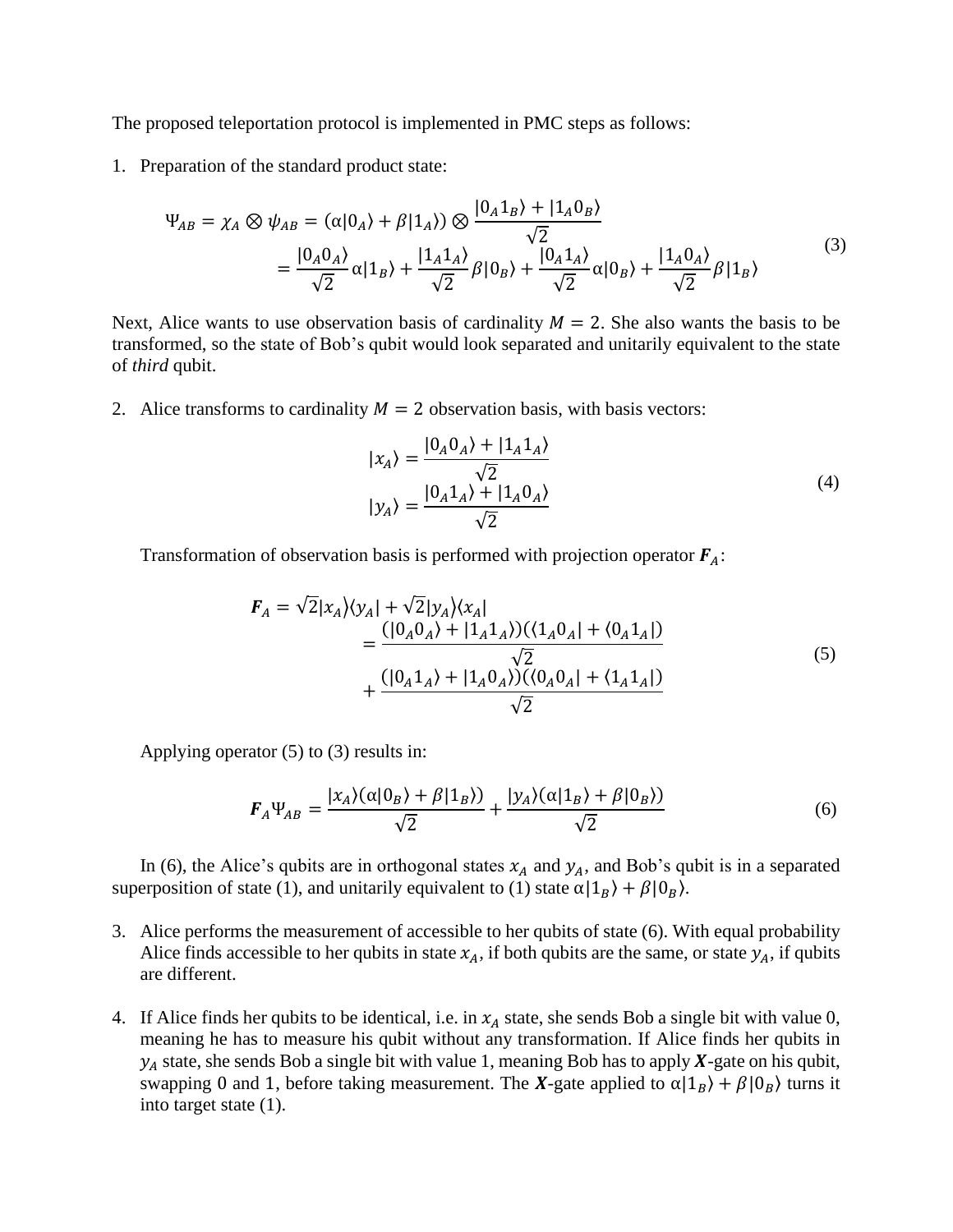The proposed teleportation protocol is implemented in PMC steps as follows:

1. Preparation of the standard product state:

$$\begin{aligned}\Psi_{AB} = \chi_A \otimes \psi_{AB} &= (\alpha|0_A\rangle + \beta|1_A\rangle) \otimes \frac{|0_A 1_B\rangle + |1_A 0_B\rangle}{\sqrt{2}} \\ &= \frac{|0_A 0_A\rangle}{\sqrt{2}}\alpha|1_B\rangle + \frac{|1_A 1_A\rangle}{\sqrt{2}}\beta|0_B\rangle + \frac{|0_A 1_A\rangle}{\sqrt{2}}\alpha|0_B\rangle + \frac{|1_A 0_A\rangle}{\sqrt{2}}\beta|1_B\rangle\end{aligned} \tag{3}$$

Next, Alice wants to use observation basis of cardinality $M = 2$. She also wants the basis to be transformed, so the state of Bob's qubit would look separated and unitarily equivalent to the state of *third* qubit.

2. Alice transforms to cardinality $M = 2$ observation basis, with basis vectors:

$$\begin{aligned}|x_A\rangle &= \frac{|0_A 0_A\rangle + |1_A 1_A\rangle}{\sqrt{2}} \\ |y_A\rangle &= \frac{|0_A 1_A\rangle + |1_A 0_A\rangle}{\sqrt{2}}\end{aligned} \tag{4}$$

   Transformation of observation basis is performed with projection operator $\boldsymbol{F}_A$:

$$\begin{aligned}\boldsymbol{F}_A = \sqrt{2}|x_A\rangle\langle y_A| + \sqrt{2}|y_A\rangle\langle x_A| \\ &= \frac{(|0_A 0_A\rangle + |1_A 1_A\rangle)(\langle 1_A 0_A| + \langle 0_A 1_A|)}{\sqrt{2}} \\ &+ \frac{(|0_A 1_A\rangle + |1_A 0_A\rangle)(\langle 0_A 0_A| + \langle 1_A 1_A|)}{\sqrt{2}}\end{aligned} \tag{5}$$

   Applying operator (5) to (3) results in:

$$\boldsymbol{F}_A \Psi_{AB} = \frac{|x_A\rangle(\alpha|0_B\rangle + \beta|1_B\rangle)}{\sqrt{2}} + \frac{|y_A\rangle(\alpha|1_B\rangle + \beta|0_B\rangle)}{\sqrt{2}} \tag{6}$$

   In (6), the Alice's qubits are in orthogonal states $x_A$ and $y_A$, and Bob's qubit is in a separated superposition of state (1), and unitarily equivalent to (1) state $\alpha|1_B\rangle + \beta|0_B\rangle$.

3. Alice performs the measurement of accessible to her qubits of state (6). With equal probability Alice finds accessible to her qubits in state $x_A$, if both qubits are the same, or state $y_A$, if qubits are different.

4. If Alice finds her qubits to be identical, i.e. in $x_A$ state, she sends Bob a single bit with value 0, meaning he has to measure his qubit without any transformation. If Alice finds her qubits in $y_A$ state, she sends Bob a single bit with value 1, meaning Bob has to apply $\boldsymbol{X}$-gate on his qubit, swapping 0 and 1, before taking measurement. The $\boldsymbol{X}$-gate applied to $\alpha|1_B\rangle + \beta|0_B\rangle$ turns it into target state (1).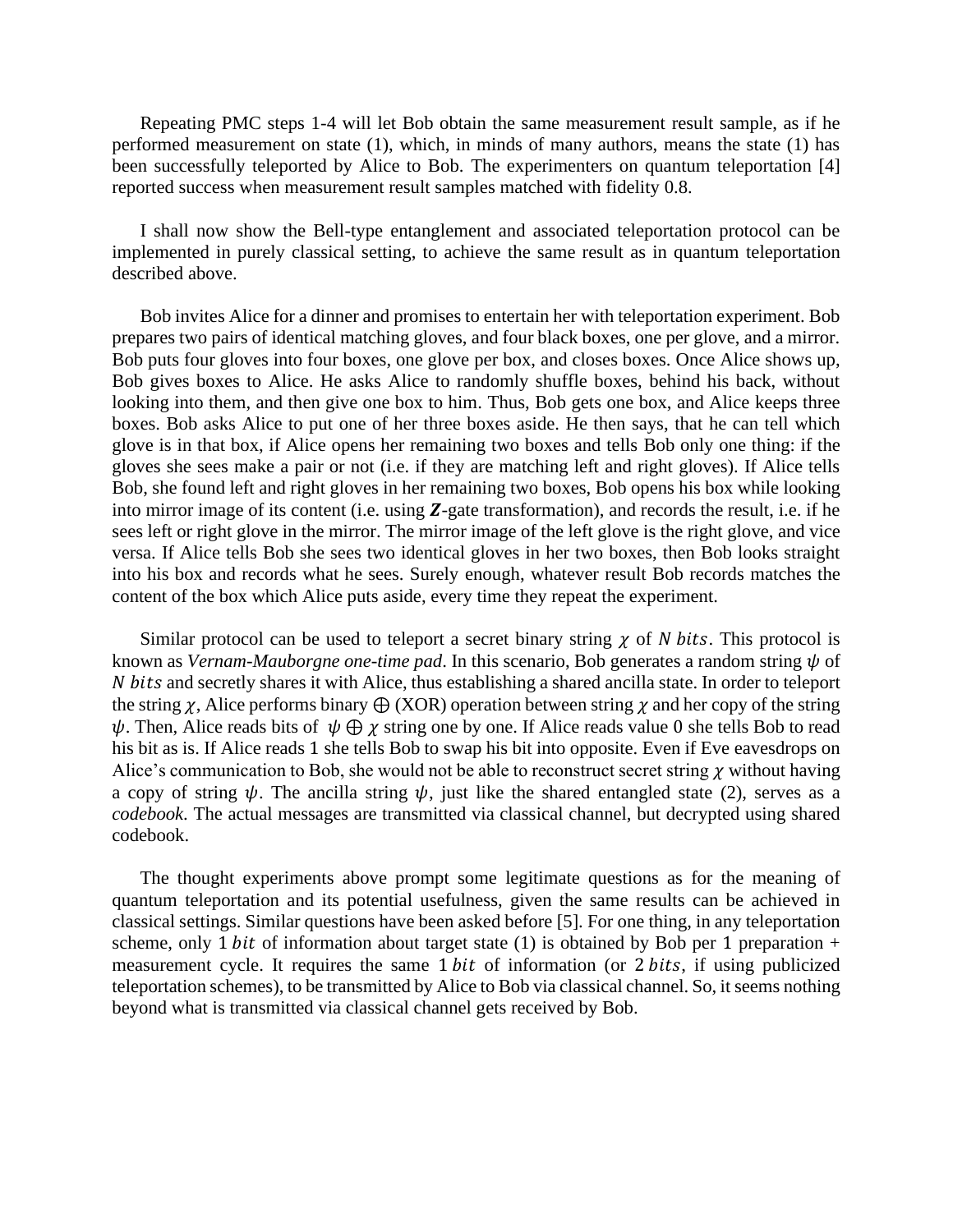Repeating PMC steps 1-4 will let Bob obtain the same measurement result sample, as if he performed measurement on state (1), which, in minds of many authors, means the state (1) has been successfully teleported by Alice to Bob. The experimenters on quantum teleportation [4] reported success when measurement result samples matched with fidelity 0.8.

I shall now show the Bell-type entanglement and associated teleportation protocol can be implemented in purely classical setting, to achieve the same result as in quantum teleportation described above.

Bob invites Alice for a dinner and promises to entertain her with teleportation experiment. Bob prepares two pairs of identical matching gloves, and four black boxes, one per glove, and a mirror. Bob puts four gloves into four boxes, one glove per box, and closes boxes. Once Alice shows up, Bob gives boxes to Alice. He asks Alice to randomly shuffle boxes, behind his back, without looking into them, and then give one box to him. Thus, Bob gets one box, and Alice keeps three boxes. Bob asks Alice to put one of her three boxes aside. He then says, that he can tell which glove is in that box, if Alice opens her remaining two boxes and tells Bob only one thing: if the gloves she sees make a pair or not (i.e. if they are matching left and right gloves). If Alice tells Bob, she found left and right gloves in her remaining two boxes, Bob opens his box while looking into mirror image of its content (i.e. using $\boldsymbol{Z}$-gate transformation), and records the result, i.e. if he sees left or right glove in the mirror. The mirror image of the left glove is the right glove, and vice versa. If Alice tells Bob she sees two identical gloves in her two boxes, then Bob looks straight into his box and records what he sees. Surely enough, whatever result Bob records matches the content of the box which Alice puts aside, every time they repeat the experiment.

Similar protocol can be used to teleport a secret binary string $\chi$ of $N\ bits$. This protocol is known as *Vernam-Mauborgne one-time pad*. In this scenario, Bob generates a random string $\psi$ of $N\ bits$ and secretly shares it with Alice, thus establishing a shared ancilla state. In order to teleport the string $\chi$, Alice performs binary $\oplus$ (XOR) operation between string $\chi$ and her copy of the string $\psi$. Then, Alice reads bits of $\psi \oplus \chi$ string one by one. If Alice reads value 0 she tells Bob to read his bit as is. If Alice reads 1 she tells Bob to swap his bit into opposite. Even if Eve eavesdrops on Alice's communication to Bob, she would not be able to reconstruct secret string $\chi$ without having a copy of string $\psi$. The ancilla string $\psi$, just like the shared entangled state (2), serves as a *codebook*. The actual messages are transmitted via classical channel, but decrypted using shared codebook.

The thought experiments above prompt some legitimate questions as for the meaning of quantum teleportation and its potential usefulness, given the same results can be achieved in classical settings. Similar questions have been asked before [5]. For one thing, in any teleportation scheme, only $1\ bit$ of information about target state (1) is obtained by Bob per 1 preparation + measurement cycle. It requires the same $1\ bit$ of information (or $2\ bits$, if using publicized teleportation schemes), to be transmitted by Alice to Bob via classical channel. So, it seems nothing beyond what is transmitted via classical channel gets received by Bob.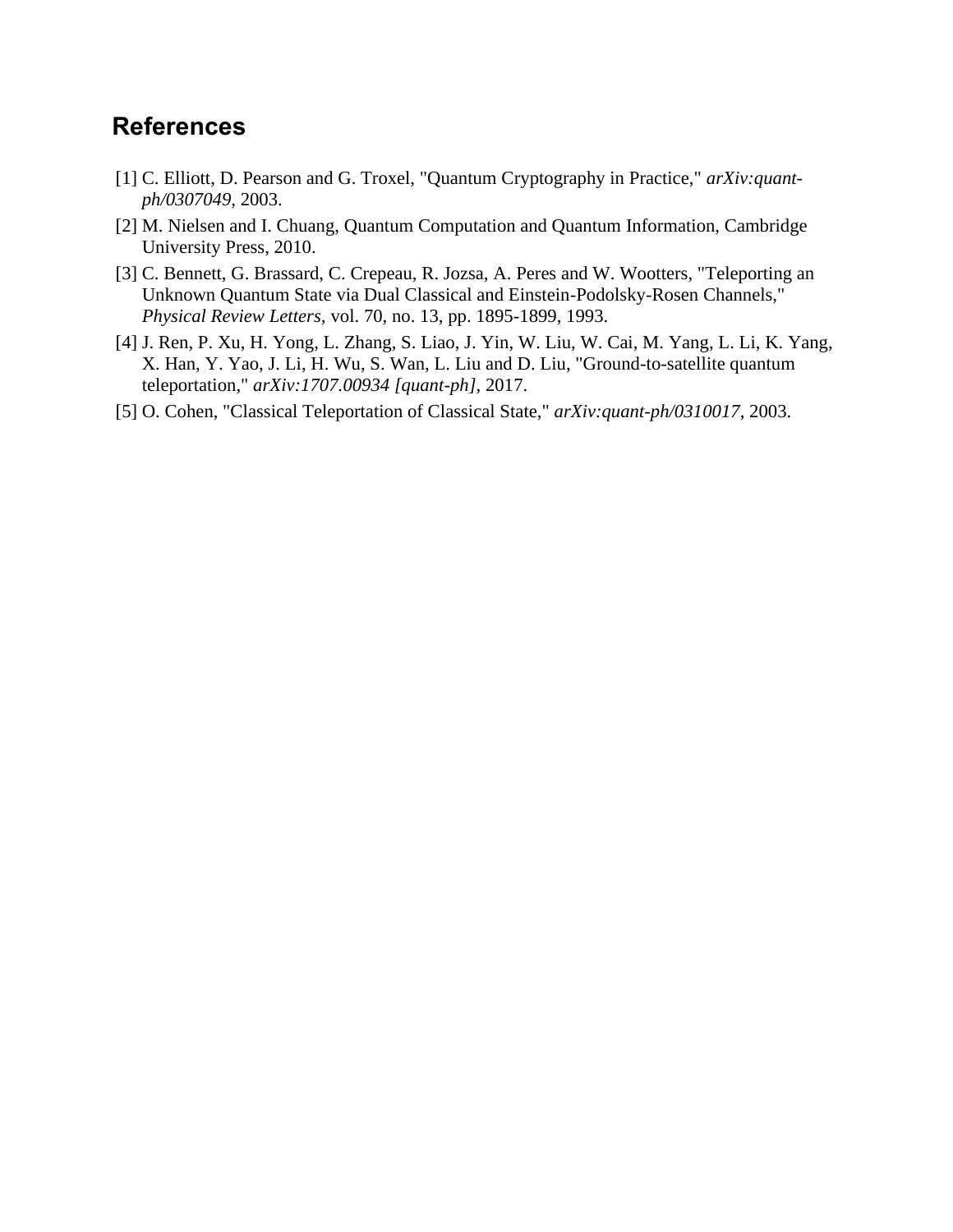## References

[1] C. Elliott, D. Pearson and G. Troxel, "Quantum Cryptography in Practice," *arXiv:quant-ph/0307049,* 2003.

[2] M. Nielsen and I. Chuang, Quantum Computation and Quantum Information, Cambridge University Press, 2010.

[3] C. Bennett, G. Brassard, C. Crepeau, R. Jozsa, A. Peres and W. Wootters, "Teleporting an Unknown Quantum State via Dual Classical and Einstein-Podolsky-Rosen Channels," *Physical Review Letters,* vol. 70, no. 13, pp. 1895-1899, 1993.

[4] J. Ren, P. Xu, H. Yong, L. Zhang, S. Liao, J. Yin, W. Liu, W. Cai, M. Yang, L. Li, K. Yang, X. Han, Y. Yao, J. Li, H. Wu, S. Wan, L. Liu and D. Liu, "Ground-to-satellite quantum teleportation," *arXiv:1707.00934 [quant-ph],* 2017.

[5] O. Cohen, "Classical Teleportation of Classical State," *arXiv:quant-ph/0310017,* 2003.